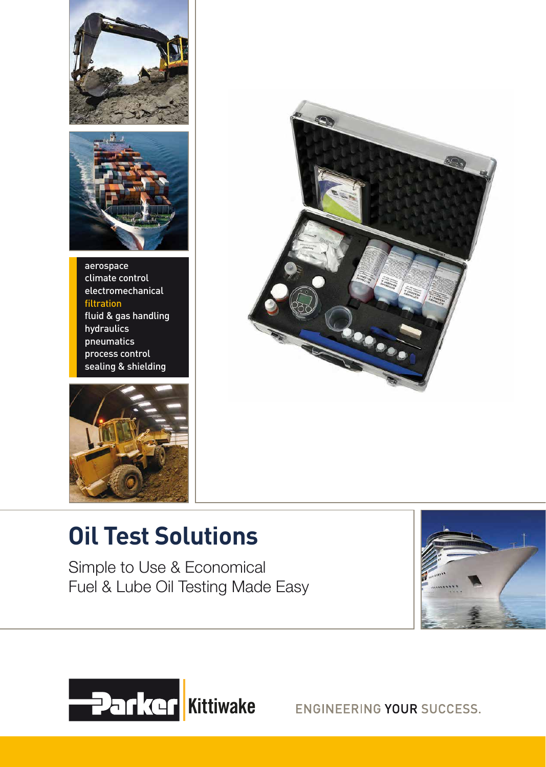aerospace
climate control
electromechanical
filtration
fluid & gas handling
hydraulics
pneumatics
process control
sealing & shielding

# Oil Test Solutions

Simple to Use & Economical
Fuel & Lube Oil Testing Made Easy

Parker Kittiwake

ENGINEERING YOUR SUCCESS.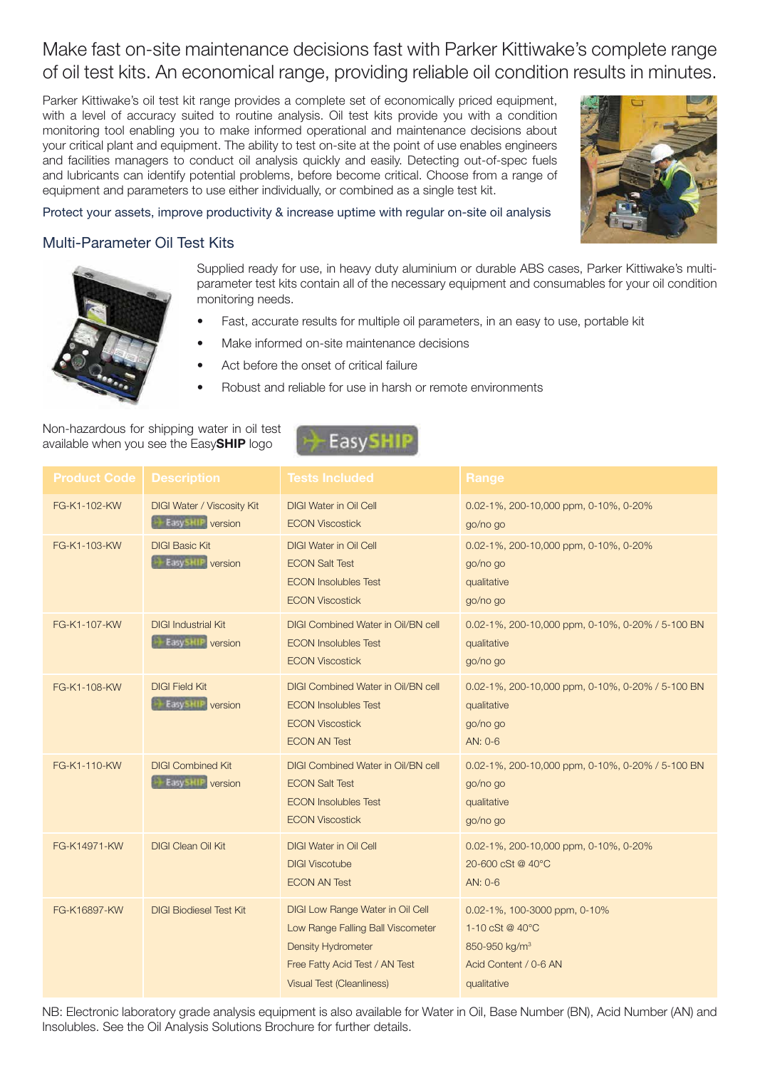# Make fast on-site maintenance decisions fast with Parker Kittiwake's complete range of oil test kits. An economical range, providing reliable oil condition results in minutes.

Parker Kittiwake's oil test kit range provides a complete set of economically priced equipment, with a level of accuracy suited to routine analysis. Oil test kits provide you with a condition monitoring tool enabling you to make informed operational and maintenance decisions about your critical plant and equipment. The ability to test on-site at the point of use enables engineers and facilities managers to conduct oil analysis quickly and easily. Detecting out-of-spec fuels and lubricants can identify potential problems, before become critical. Choose from a range of equipment and parameters to use either individually, or combined as a single test kit.

Protect your assets, improve productivity & increase uptime with regular on-site oil analysis

## Multi-Parameter Oil Test Kits

Supplied ready for use, in heavy duty aluminium or durable ABS cases, Parker Kittiwake's multi-parameter test kits contain all of the necessary equipment and consumables for your oil condition monitoring needs.

- Fast, accurate results for multiple oil parameters, in an easy to use, portable kit
- Make informed on-site maintenance decisions
- Act before the onset of critical failure
- Robust and reliable for use in harsh or remote environments

Non-hazardous for shipping water in oil test available when you see the Easy**SHIP** logo

| Product Code | Description | Tests Included | Range |
|---|---|---|---|
| FG-K1-102-KW | DIGI Water / Viscosity Kit<br>EasySHIP version | DIGI Water in Oil Cell<br>ECON Viscostick | 0.02-1%, 200-10,000 ppm, 0-10%, 0-20%<br>go/no go |
| FG-K1-103-KW | DIGI Basic Kit<br>EasySHIP version | DIGI Water in Oil Cell<br>ECON Salt Test<br>ECON Insolubles Test<br>ECON Viscostick | 0.02-1%, 200-10,000 ppm, 0-10%, 0-20%<br>go/no go<br>qualitative<br>go/no go |
| FG-K1-107-KW | DIGI Industrial Kit<br>EasySHIP version | DIGI Combined Water in Oil/BN cell<br>ECON Insolubles Test<br>ECON Viscostick | 0.02-1%, 200-10,000 ppm, 0-10%, 0-20% / 5-100 BN<br>qualitative<br>go/no go |
| FG-K1-108-KW | DIGI Field Kit<br>EasySHIP version | DIGI Combined Water in Oil/BN cell<br>ECON Insolubles Test<br>ECON Viscostick<br>ECON AN Test | 0.02-1%, 200-10,000 ppm, 0-10%, 0-20% / 5-100 BN<br>qualitative<br>go/no go<br>AN: 0-6 |
| FG-K1-110-KW | DIGI Combined Kit<br>EasySHIP version | DIGI Combined Water in Oil/BN cell<br>ECON Salt Test<br>ECON Insolubles Test<br>ECON Viscostick | 0.02-1%, 200-10,000 ppm, 0-10%, 0-20% / 5-100 BN<br>go/no go<br>qualitative<br>go/no go |
| FG-K14971-KW | DIGI Clean Oil Kit | DIGI Water in Oil Cell<br>DIGI Viscotube<br>ECON AN Test | 0.02-1%, 200-10,000 ppm, 0-10%, 0-20%<br>20-600 cSt @ 40°C<br>AN: 0-6 |
| FG-K16897-KW | DIGI Biodiesel Test Kit | DIGI Low Range Water in Oil Cell<br>Low Range Falling Ball Viscometer<br>Density Hydrometer<br>Free Fatty Acid Test / AN Test<br>Visual Test (Cleanliness) | 0.02-1%, 100-3000 ppm, 0-10%<br>1-10 cSt @ 40°C<br>850-950 kg/m$^3$<br>Acid Content / 0-6 AN<br>qualitative |

NB: Electronic laboratory grade analysis equipment is also available for Water in Oil, Base Number (BN), Acid Number (AN) and Insolubles. See the Oil Analysis Solutions Brochure for further details.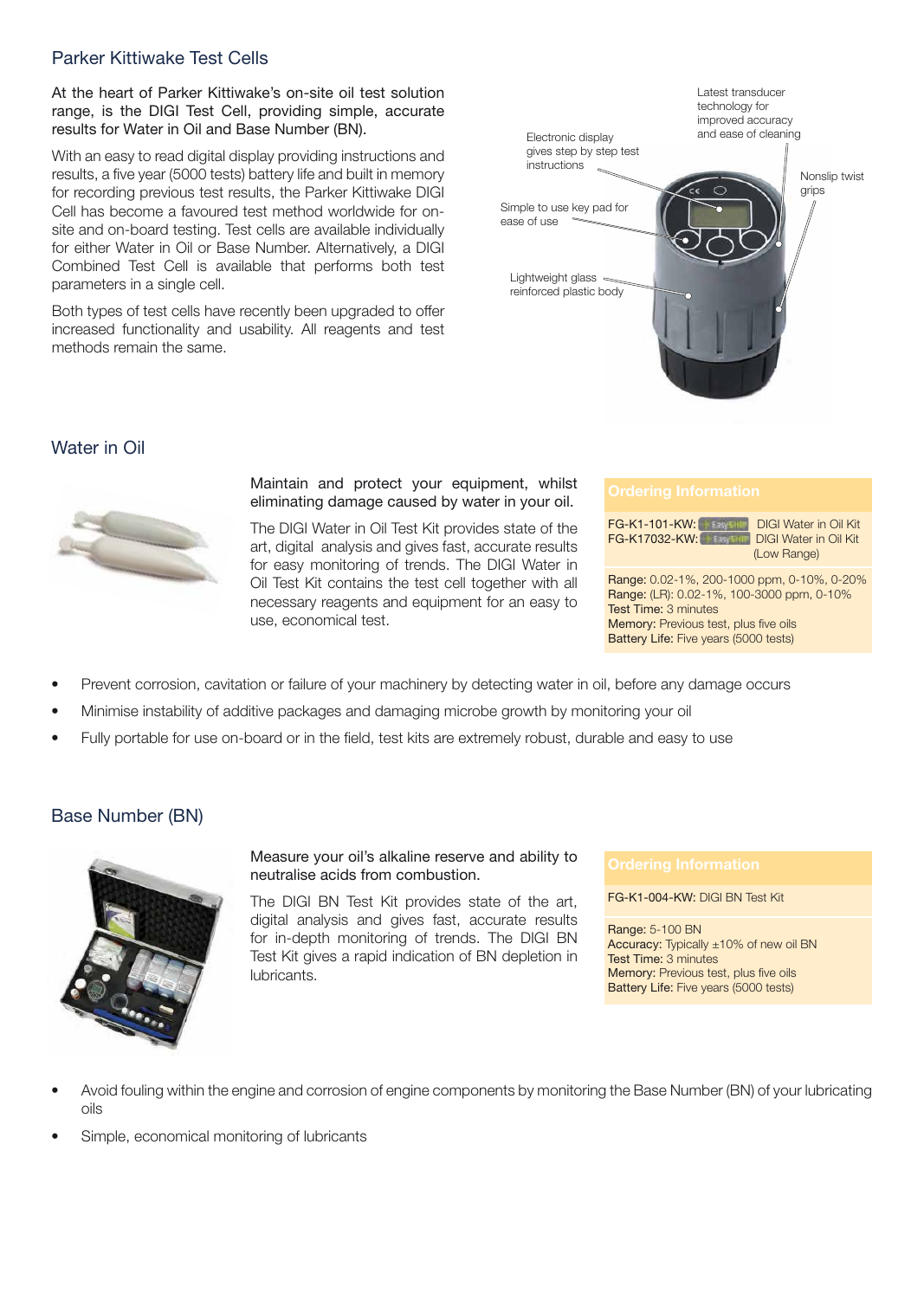## Parker Kittiwake Test Cells

At the heart of Parker Kittiwake's on-site oil test solution range, is the DIGI Test Cell, providing simple, accurate results for Water in Oil and Base Number (BN).

With an easy to read digital display providing instructions and results, a five year (5000 tests) battery life and built in memory for recording previous test results, the Parker Kittiwake DIGI Cell has become a favoured test method worldwide for on-site and on-board testing. Test cells are available individually for either Water in Oil or Base Number. Alternatively, a DIGI Combined Test Cell is available that performs both test parameters in a single cell.

Both types of test cells have recently been upgraded to offer increased functionality and usability. All reagents and test methods remain the same.

Electronic display gives step by step test instructions

Latest transducer technology for improved accuracy and ease of cleaning

Nonslip twist grips

Simple to use key pad for ease of use

Lightweight glass reinforced plastic body

## Water in Oil

Maintain and protect your equipment, whilst eliminating damage caused by water in your oil.

The DIGI Water in Oil Test Kit provides state of the art, digital analysis and gives fast, accurate results for easy monitoring of trends. The DIGI Water in Oil Test Kit contains the test cell together with all necessary reagents and equipment for an easy to use, economical test.

**Ordering Information**

FG-K1-101-KW: EasyShip DIGI Water in Oil Kit
FG-K17032-KW: EasyShip DIGI Water in Oil Kit (Low Range)

Range: 0.02-1%, 200-1000 ppm, 0-10%, 0-20%
Range: (LR): 0.02-1%, 100-3000 ppm, 0-10%
Test Time: 3 minutes
Memory: Previous test, plus five oils
Battery Life: Five years (5000 tests)

- Prevent corrosion, cavitation or failure of your machinery by detecting water in oil, before any damage occurs
- Minimise instability of additive packages and damaging microbe growth by monitoring your oil
- Fully portable for use on-board or in the field, test kits are extremely robust, durable and easy to use

## Base Number (BN)

Measure your oil's alkaline reserve and ability to neutralise acids from combustion.

The DIGI BN Test Kit provides state of the art, digital analysis and gives fast, accurate results for in-depth monitoring of trends. The DIGI BN Test Kit gives a rapid indication of BN depletion in lubricants.

**Ordering Information**

FG-K1-004-KW: DIGI BN Test Kit

Range: 5-100 BN
Accuracy: Typically ±10% of new oil BN
Test Time: 3 minutes
Memory: Previous test, plus five oils
Battery Life: Five years (5000 tests)

- Avoid fouling within the engine and corrosion of engine components by monitoring the Base Number (BN) of your lubricating oils
- Simple, economical monitoring of lubricants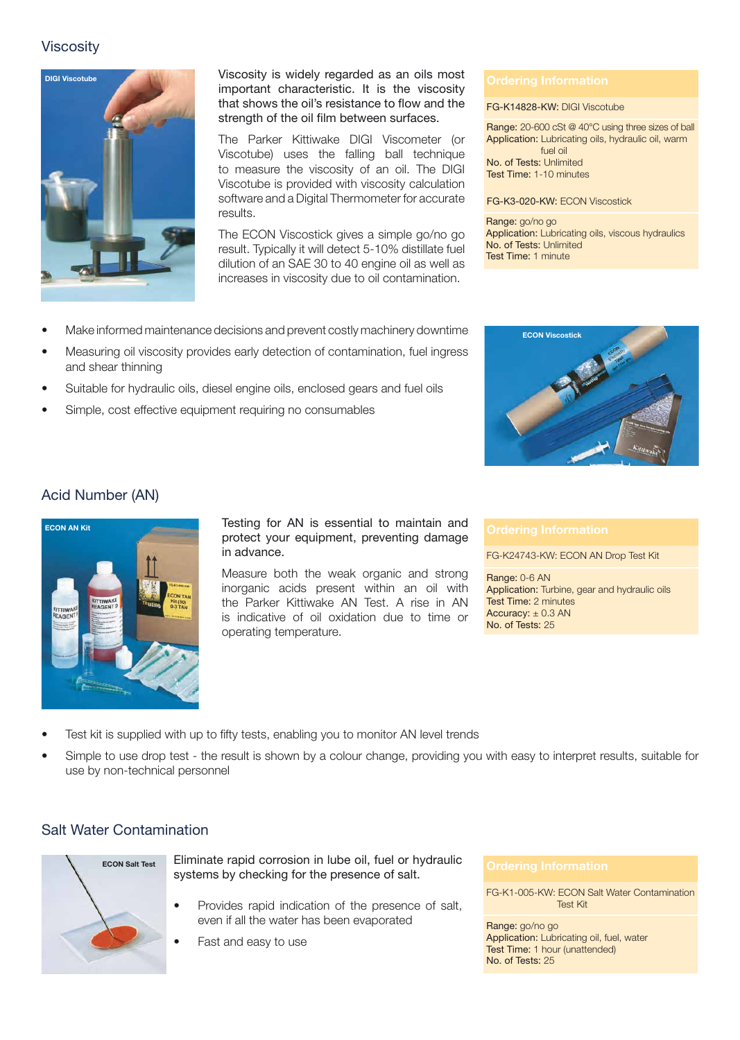## Viscosity

DIGI Viscotube

Viscosity is widely regarded as an oils most important characteristic. It is the viscosity that shows the oil's resistance to flow and the strength of the oil film between surfaces.

The Parker Kittiwake DIGI Viscometer (or Viscotube) uses the falling ball technique to measure the viscosity of an oil. The DIGI Viscotube is provided with viscosity calculation software and a Digital Thermometer for accurate results.

The ECON Viscostick gives a simple go/no go result. Typically it will detect 5-10% distillate fuel dilution of an SAE 30 to 40 engine oil as well as increases in viscosity due to oil contamination.

**Ordering Information**

FG-K14828-KW: DIGI Viscotube

Range: 20-600 cSt @ 40°C using three sizes of ball
Application: Lubricating oils, hydraulic oil, warm fuel oil
No. of Tests: Unlimited
Test Time: 1-10 minutes

FG-K3-020-KW: ECON Viscostick

Range: go/no go
Application: Lubricating oils, viscous hydraulics
No. of Tests: Unlimited
Test Time: 1 minute

- Make informed maintenance decisions and prevent costly machinery downtime
- Measuring oil viscosity provides early detection of contamination, fuel ingress and shear thinning
- Suitable for hydraulic oils, diesel engine oils, enclosed gears and fuel oils
- Simple, cost effective equipment requiring no consumables

ECON Viscostick

## Acid Number (AN)

ECON AN Kit

Testing for AN is essential to maintain and protect your equipment, preventing damage in advance.

Measure both the weak organic and strong inorganic acids present within an oil with the Parker Kittiwake AN Test. A rise in AN is indicative of oil oxidation due to time or operating temperature.

**Ordering Information**

FG-K24743-KW: ECON AN Drop Test Kit

Range: 0-6 AN
Application: Turbine, gear and hydraulic oils
Test Time: 2 minutes
Accuracy: ± 0.3 AN
No. of Tests: 25

- Test kit is supplied with up to fifty tests, enabling you to monitor AN level trends
- Simple to use drop test - the result is shown by a colour change, providing you with easy to interpret results, suitable for use by non-technical personnel

## Salt Water Contamination

ECON Salt Test

Eliminate rapid corrosion in lube oil, fuel or hydraulic systems by checking for the presence of salt.

- Provides rapid indication of the presence of salt, even if all the water has been evaporated
- Fast and easy to use

**Ordering Information**

FG-K1-005-KW: ECON Salt Water Contamination Test Kit

Range: go/no go
Application: Lubricating oil, fuel, water
Test Time: 1 hour (unattended)
No. of Tests: 25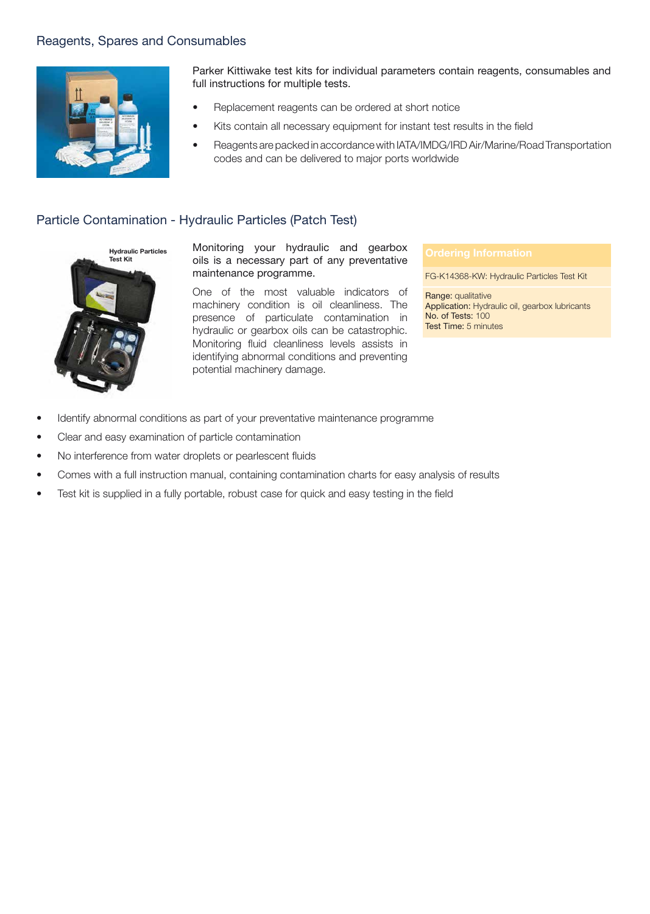## Reagents, Spares and Consumables

Parker Kittiwake test kits for individual parameters contain reagents, consumables and full instructions for multiple tests.

- Replacement reagents can be ordered at short notice
- Kits contain all necessary equipment for instant test results in the field
- Reagents are packed in accordance with IATA/IMDG/IRD Air/Marine/Road Transportation codes and can be delivered to major ports worldwide

## Particle Contamination - Hydraulic Particles (Patch Test)

Hydraulic Particles Test Kit

Monitoring your hydraulic and gearbox oils is a necessary part of any preventative maintenance programme.

One of the most valuable indicators of machinery condition is oil cleanliness. The presence of particulate contamination in hydraulic or gearbox oils can be catastrophic. Monitoring fluid cleanliness levels assists in identifying abnormal conditions and preventing potential machinery damage.

**Ordering Information**

FG-K14368-KW: Hydraulic Particles Test Kit

Range: qualitative
Application: Hydraulic oil, gearbox lubricants
No. of Tests: 100
Test Time: 5 minutes

- Identify abnormal conditions as part of your preventative maintenance programme
- Clear and easy examination of particle contamination
- No interference from water droplets or pearlescent fluids
- Comes with a full instruction manual, containing contamination charts for easy analysis of results
- Test kit is supplied in a fully portable, robust case for quick and easy testing in the field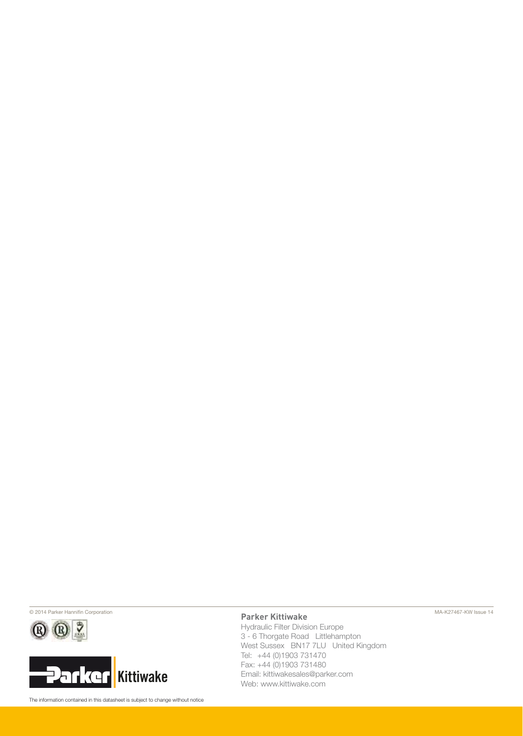© 2014 Parker Hannifin Corporation

MA-K27467-KW Issue 14

**Parker Kittiwake**

Hydraulic Filter Division Europe
3 - 6 Thorgate Road Littlehampton
West Sussex BN17 7LU United Kingdom
Tel: +44 (0)1903 731470
Fax: +44 (0)1903 731480
Email: kittiwakesales@parker.com
Web: www.kittiwake.com

The information contained in this datasheet is subject to change without notice